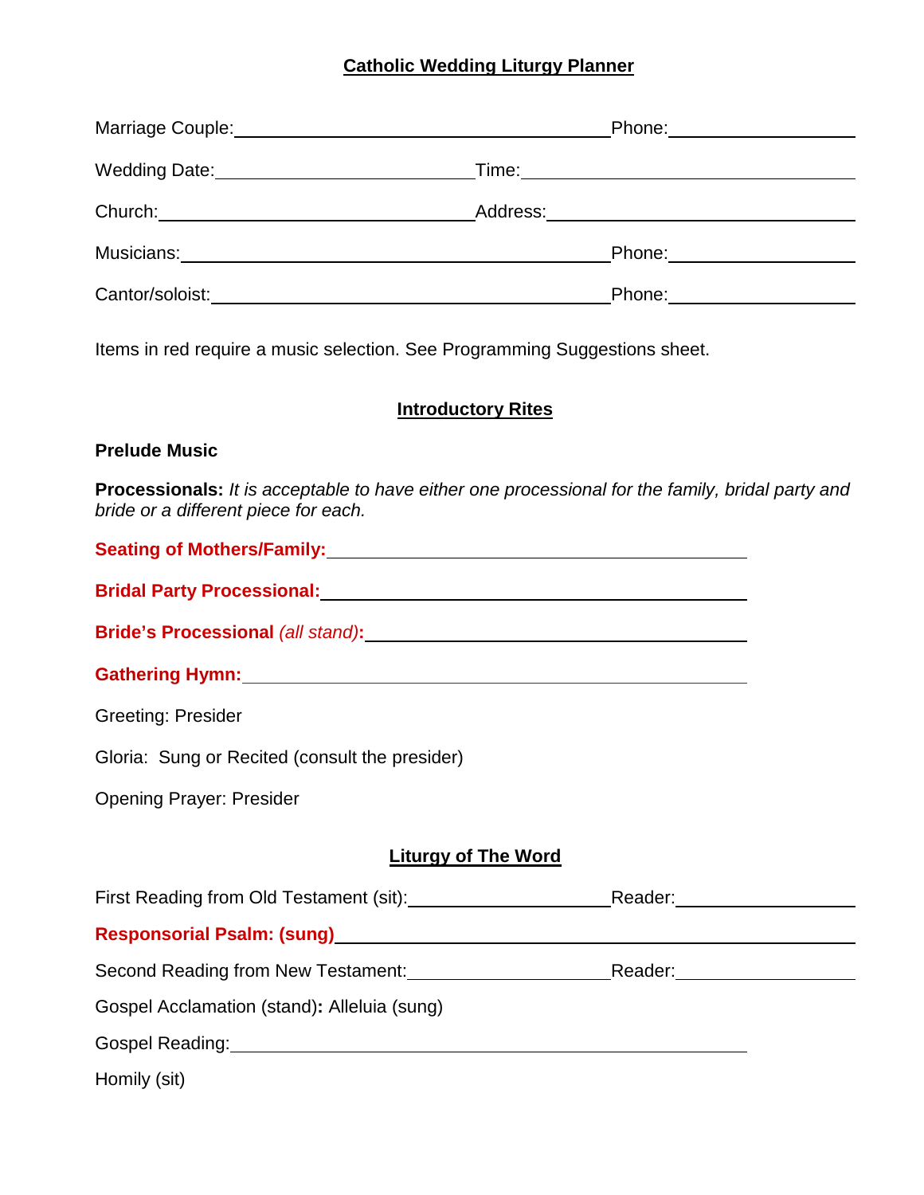# Catholic Wedding Liturgy Planner

Marriage Couple: ________________________________ Phone: ________________

Wedding Date: ______________________ Time: ________________________________

Church: __________________________ Address: ______________________________

Musicians: ________________________________ Phone: ________________

Cantor/soloist: ________________________________ Phone: ________________

Items in red require a music selection. See Programming Suggestions sheet.

## Introductory Rites

**Prelude Music**

**Processionals:** *It is acceptable to have either one processional for the family, bridal party and bride or a different piece for each.*

**Seating of Mothers/Family:** ________________________________

**Bridal Party Processional:** ________________________________

**Bride's Processional** *(all stand)***:** ________________________________

**Gathering Hymn:** ________________________________

Greeting: Presider

Gloria: Sung or Recited (consult the presider)

Opening Prayer: Presider

## Liturgy of The Word

First Reading from Old Testament (sit): ________________ Reader: ________________

**Responsorial Psalm: (sung)** ________________________________________________

Second Reading from New Testament: ________________ Reader: ________________

Gospel Acclamation (stand)**:** Alleluia (sung)

Gospel Reading: ________________________________

Homily (sit)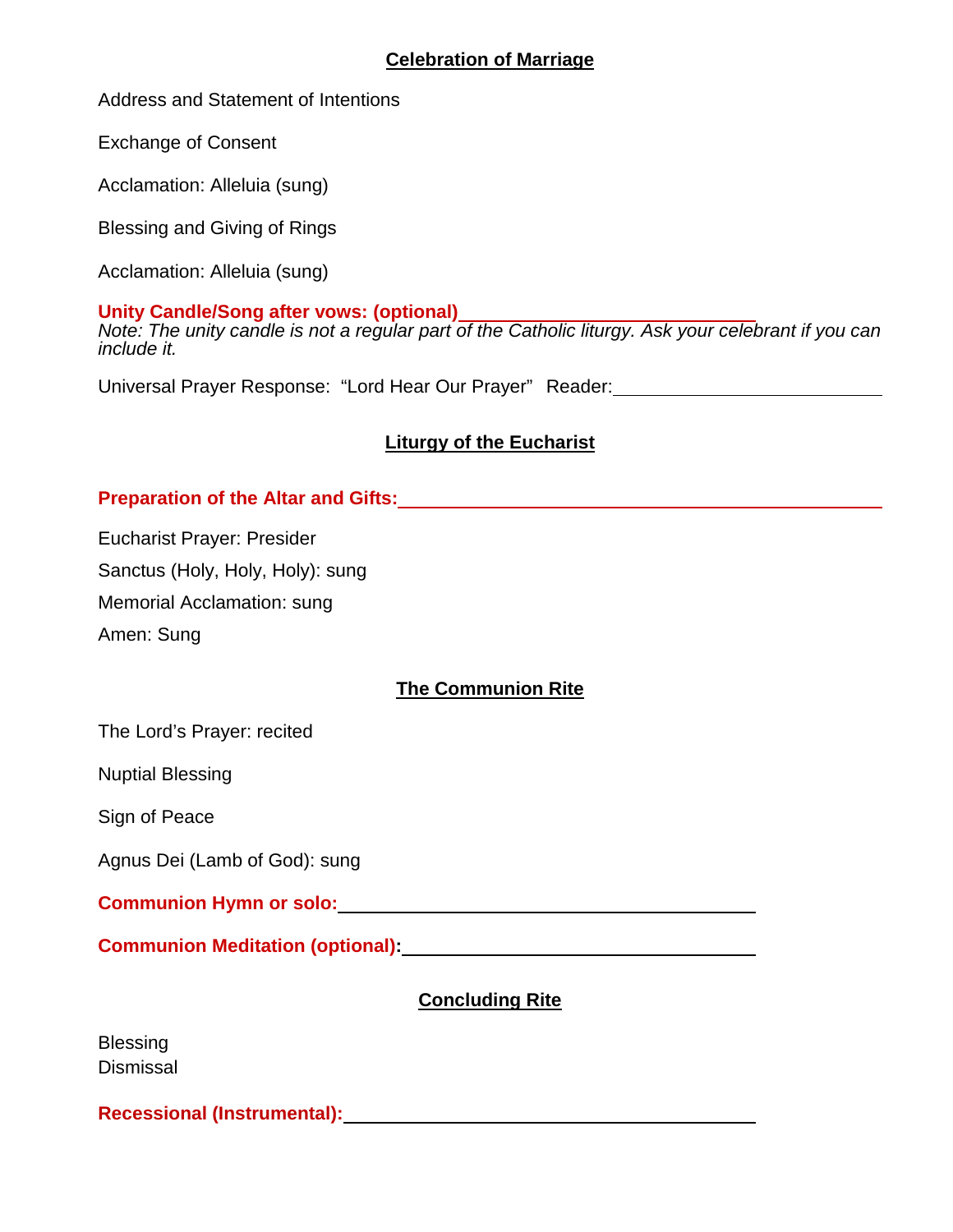## Celebration of Marriage

Address and Statement of Intentions

Exchange of Consent

Acclamation: Alleluia (sung)

Blessing and Giving of Rings

Acclamation: Alleluia (sung)

**Unity Candle/Song after vows: (optional)**\_\_\_\_\_\_\_\_\_\_\_\_\_\_\_\_\_\_\_\_\_\_\_\_\_\_\_\_
*Note: The unity candle is not a regular part of the Catholic liturgy. Ask your celebrant if you can include it.*

Universal Prayer Response: "Lord Hear Our Prayer" Reader:\_\_\_\_\_\_\_\_\_\_\_\_\_\_\_\_\_\_\_\_\_\_\_\_\_\_

## Liturgy of the Eucharist

**Preparation of the Altar and Gifts:**\_\_\_\_\_\_\_\_\_\_\_\_\_\_\_\_\_\_\_\_\_\_\_\_\_\_\_\_\_\_\_\_\_\_\_\_\_\_\_\_\_\_\_\_

Eucharist Prayer: Presider

Sanctus (Holy, Holy, Holy): sung

Memorial Acclamation: sung

Amen: Sung

## The Communion Rite

The Lord's Prayer: recited

Nuptial Blessing

Sign of Peace

Agnus Dei (Lamb of God): sung

**Communion Hymn or solo:**\_\_\_\_\_\_\_\_\_\_\_\_\_\_\_\_\_\_\_\_\_\_\_\_\_\_\_\_\_\_\_\_\_\_\_\_\_\_\_\_

**Communion Meditation (optional):**\_\_\_\_\_\_\_\_\_\_\_\_\_\_\_\_\_\_\_\_\_\_\_\_\_\_\_\_\_\_\_\_\_\_\_\_

## Concluding Rite

Blessing
Dismissal

**Recessional (Instrumental):**\_\_\_\_\_\_\_\_\_\_\_\_\_\_\_\_\_\_\_\_\_\_\_\_\_\_\_\_\_\_\_\_\_\_\_\_\_\_\_\_